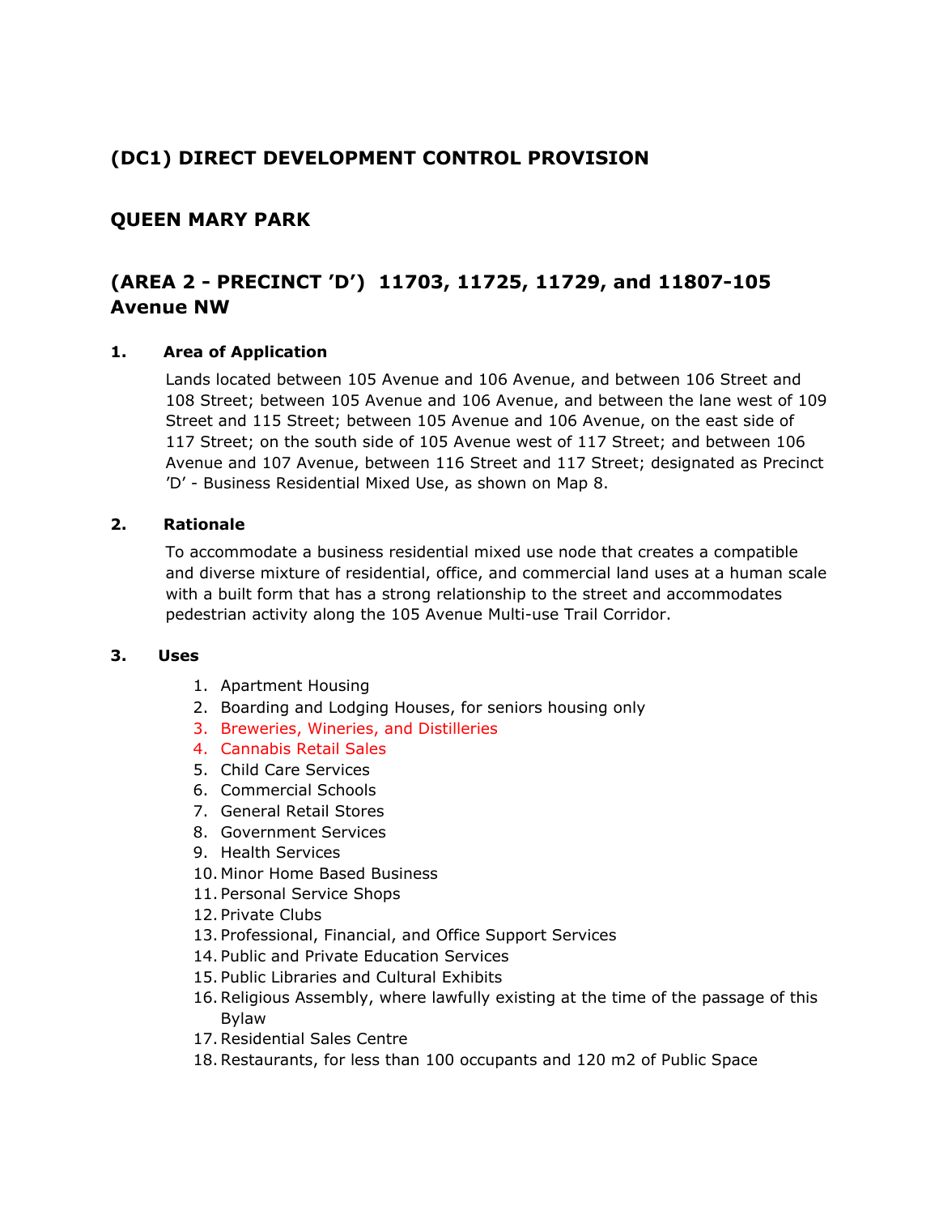## (DC1) DIRECT DEVELOPMENT CONTROL PROVISION

## QUEEN MARY PARK

## (AREA 2 - PRECINCT 'D') 11703, 11725, 11729, and 11807-105 Avenue NW

### 1. Area of Application

Lands located between 105 Avenue and 106 Avenue, and between 106 Street and 108 Street; between 105 Avenue and 106 Avenue, and between the lane west of 109 Street and 115 Street; between 105 Avenue and 106 Avenue, on the east side of 117 Street; on the south side of 105 Avenue west of 117 Street; and between 106 Avenue and 107 Avenue, between 116 Street and 117 Street; designated as Precinct 'D' - Business Residential Mixed Use, as shown on Map 8.

### 2. Rationale

To accommodate a business residential mixed use node that creates a compatible and diverse mixture of residential, office, and commercial land uses at a human scale with a built form that has a strong relationship to the street and accommodates pedestrian activity along the 105 Avenue Multi-use Trail Corridor.

### 3. Uses

1. Apartment Housing
2. Boarding and Lodging Houses, for seniors housing only
3. Breweries, Wineries, and Distilleries
4. Cannabis Retail Sales
5. Child Care Services
6. Commercial Schools
7. General Retail Stores
8. Government Services
9. Health Services
10. Minor Home Based Business
11. Personal Service Shops
12. Private Clubs
13. Professional, Financial, and Office Support Services
14. Public and Private Education Services
15. Public Libraries and Cultural Exhibits
16. Religious Assembly, where lawfully existing at the time of the passage of this Bylaw
17. Residential Sales Centre
18. Restaurants, for less than 100 occupants and 120 m2 of Public Space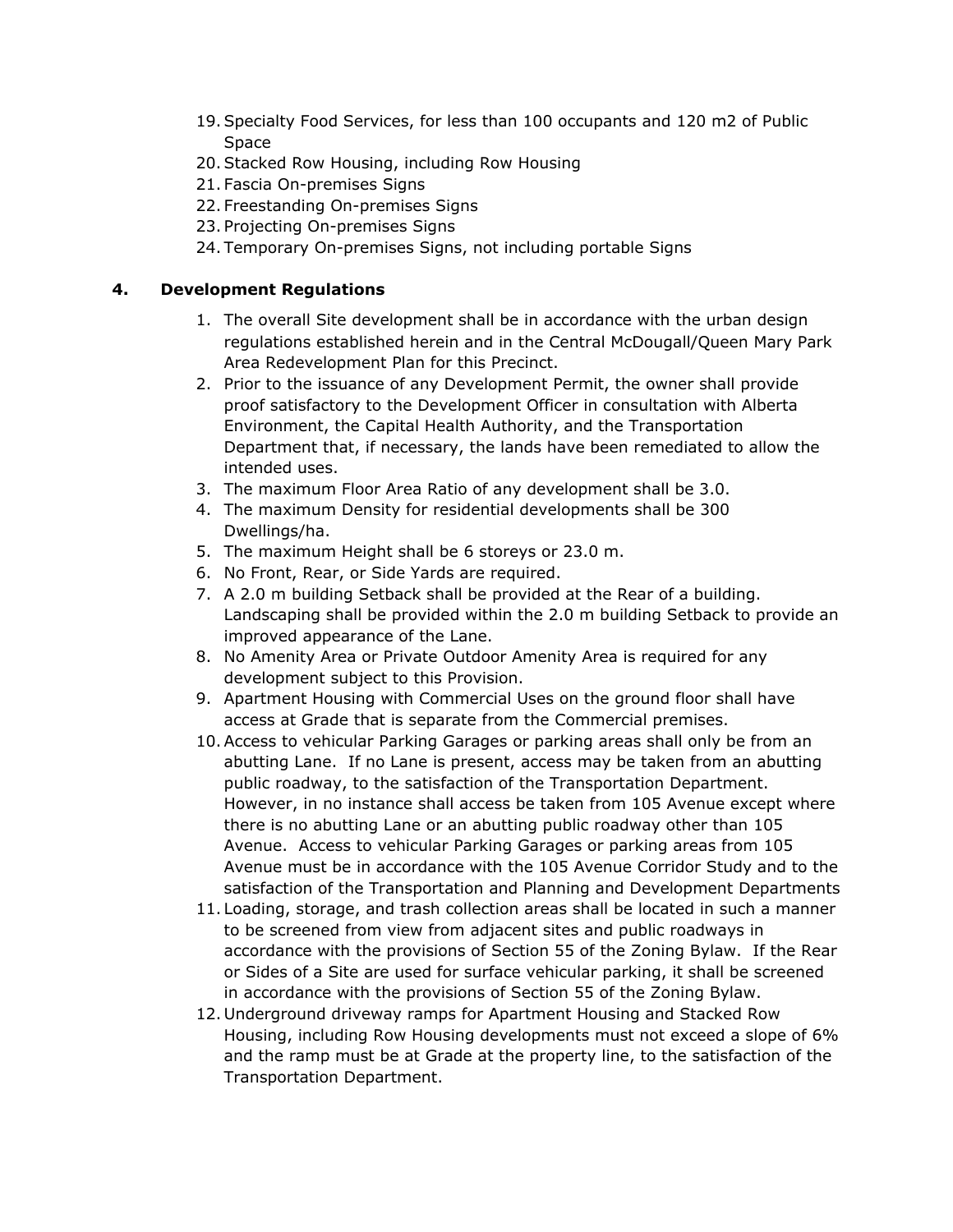19. Specialty Food Services, for less than 100 occupants and 120 m2 of Public Space
20. Stacked Row Housing, including Row Housing
21. Fascia On-premises Signs
22. Freestanding On-premises Signs
23. Projecting On-premises Signs
24. Temporary On-premises Signs, not including portable Signs

## 4. Development Regulations

1. The overall Site development shall be in accordance with the urban design regulations established herein and in the Central McDougall/Queen Mary Park Area Redevelopment Plan for this Precinct.
2. Prior to the issuance of any Development Permit, the owner shall provide proof satisfactory to the Development Officer in consultation with Alberta Environment, the Capital Health Authority, and the Transportation Department that, if necessary, the lands have been remediated to allow the intended uses.
3. The maximum Floor Area Ratio of any development shall be 3.0.
4. The maximum Density for residential developments shall be 300 Dwellings/ha.
5. The maximum Height shall be 6 storeys or 23.0 m.
6. No Front, Rear, or Side Yards are required.
7. A 2.0 m building Setback shall be provided at the Rear of a building. Landscaping shall be provided within the 2.0 m building Setback to provide an improved appearance of the Lane.
8. No Amenity Area or Private Outdoor Amenity Area is required for any development subject to this Provision.
9. Apartment Housing with Commercial Uses on the ground floor shall have access at Grade that is separate from the Commercial premises.
10. Access to vehicular Parking Garages or parking areas shall only be from an abutting Lane. If no Lane is present, access may be taken from an abutting public roadway, to the satisfaction of the Transportation Department. However, in no instance shall access be taken from 105 Avenue except where there is no abutting Lane or an abutting public roadway other than 105 Avenue. Access to vehicular Parking Garages or parking areas from 105 Avenue must be in accordance with the 105 Avenue Corridor Study and to the satisfaction of the Transportation and Planning and Development Departments
11. Loading, storage, and trash collection areas shall be located in such a manner to be screened from view from adjacent sites and public roadways in accordance with the provisions of Section 55 of the Zoning Bylaw. If the Rear or Sides of a Site are used for surface vehicular parking, it shall be screened in accordance with the provisions of Section 55 of the Zoning Bylaw.
12. Underground driveway ramps for Apartment Housing and Stacked Row Housing, including Row Housing developments must not exceed a slope of 6% and the ramp must be at Grade at the property line, to the satisfaction of the Transportation Department.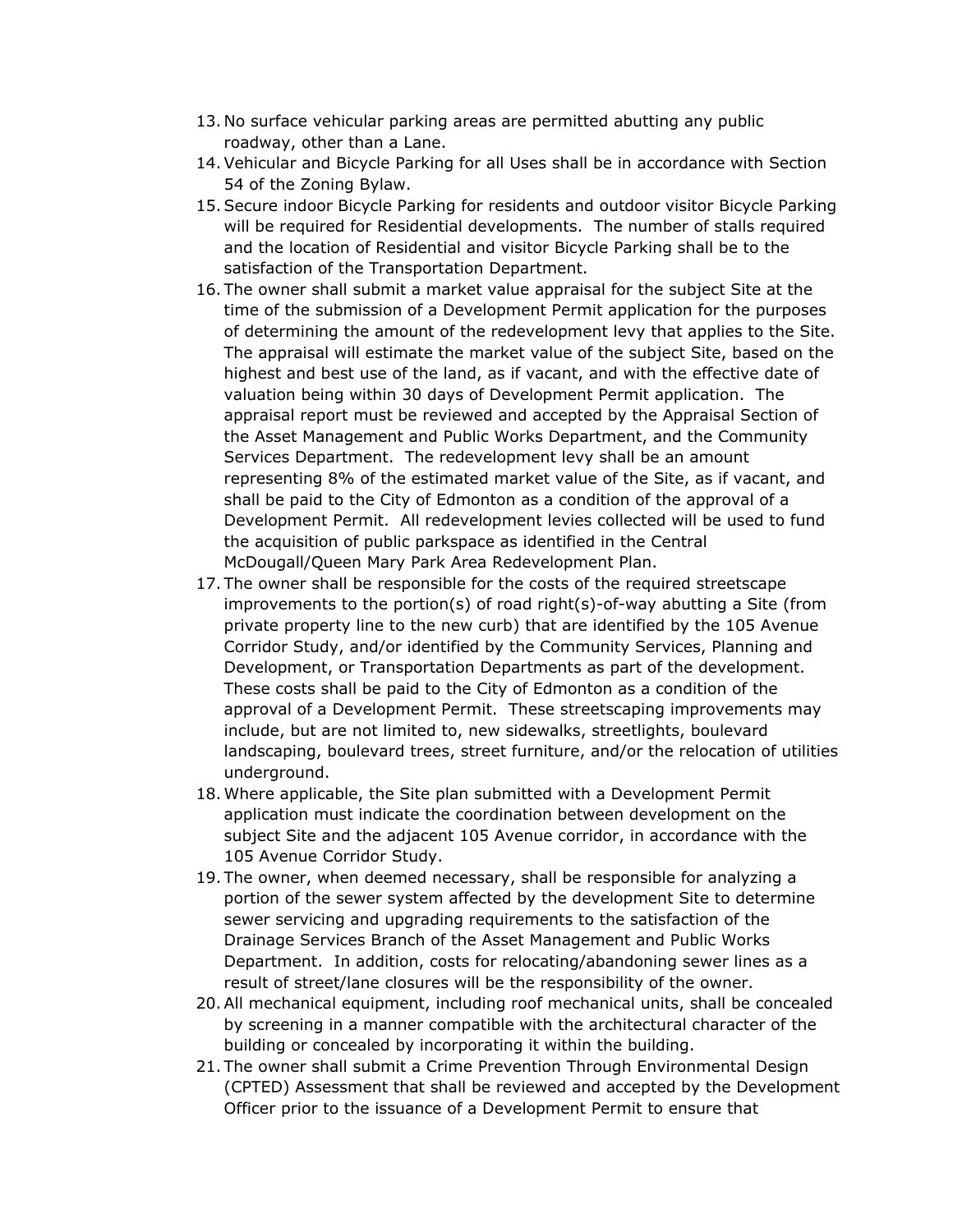13. No surface vehicular parking areas are permitted abutting any public roadway, other than a Lane.
14. Vehicular and Bicycle Parking for all Uses shall be in accordance with Section 54 of the Zoning Bylaw.
15. Secure indoor Bicycle Parking for residents and outdoor visitor Bicycle Parking will be required for Residential developments. The number of stalls required and the location of Residential and visitor Bicycle Parking shall be to the satisfaction of the Transportation Department.
16. The owner shall submit a market value appraisal for the subject Site at the time of the submission of a Development Permit application for the purposes of determining the amount of the redevelopment levy that applies to the Site. The appraisal will estimate the market value of the subject Site, based on the highest and best use of the land, as if vacant, and with the effective date of valuation being within 30 days of Development Permit application. The appraisal report must be reviewed and accepted by the Appraisal Section of the Asset Management and Public Works Department, and the Community Services Department. The redevelopment levy shall be an amount representing 8% of the estimated market value of the Site, as if vacant, and shall be paid to the City of Edmonton as a condition of the approval of a Development Permit. All redevelopment levies collected will be used to fund the acquisition of public parkspace as identified in the Central McDougall/Queen Mary Park Area Redevelopment Plan.
17. The owner shall be responsible for the costs of the required streetscape improvements to the portion(s) of road right(s)-of-way abutting a Site (from private property line to the new curb) that are identified by the 105 Avenue Corridor Study, and/or identified by the Community Services, Planning and Development, or Transportation Departments as part of the development. These costs shall be paid to the City of Edmonton as a condition of the approval of a Development Permit. These streetscaping improvements may include, but are not limited to, new sidewalks, streetlights, boulevard landscaping, boulevard trees, street furniture, and/or the relocation of utilities underground.
18. Where applicable, the Site plan submitted with a Development Permit application must indicate the coordination between development on the subject Site and the adjacent 105 Avenue corridor, in accordance with the 105 Avenue Corridor Study.
19. The owner, when deemed necessary, shall be responsible for analyzing a portion of the sewer system affected by the development Site to determine sewer servicing and upgrading requirements to the satisfaction of the Drainage Services Branch of the Asset Management and Public Works Department. In addition, costs for relocating/abandoning sewer lines as a result of street/lane closures will be the responsibility of the owner.
20. All mechanical equipment, including roof mechanical units, shall be concealed by screening in a manner compatible with the architectural character of the building or concealed by incorporating it within the building.
21. The owner shall submit a Crime Prevention Through Environmental Design (CPTED) Assessment that shall be reviewed and accepted by the Development Officer prior to the issuance of a Development Permit to ensure that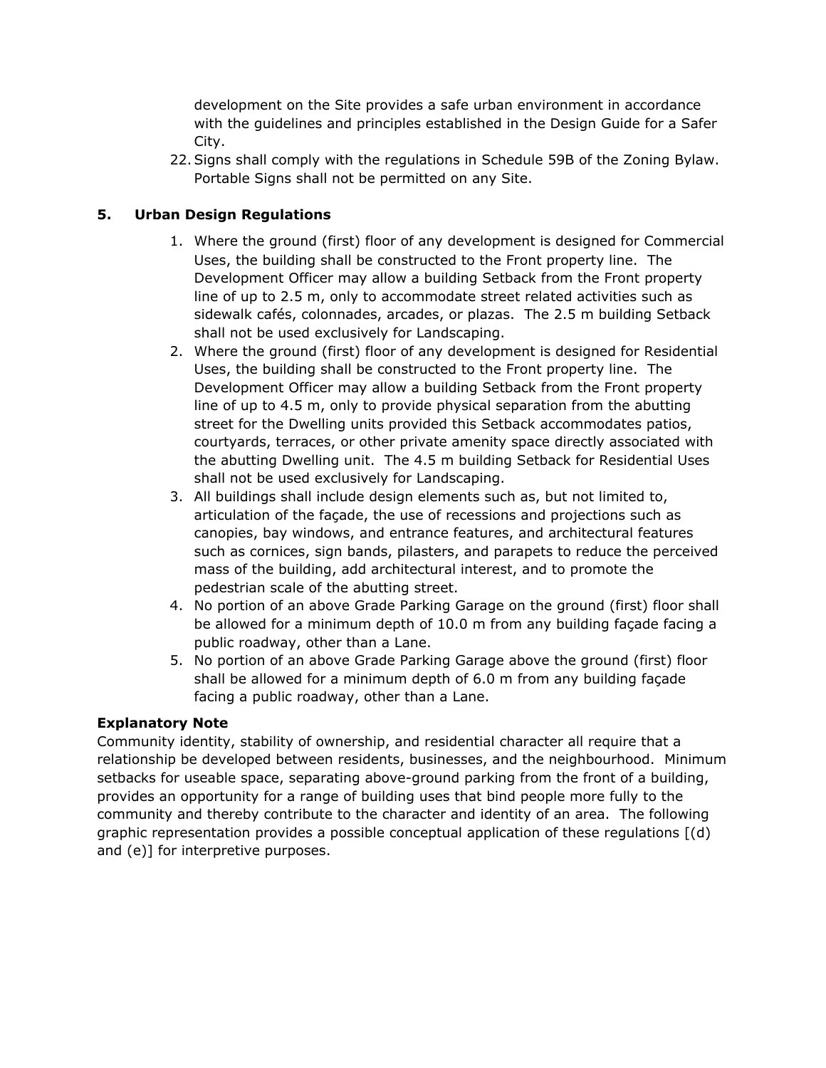development on the Site provides a safe urban environment in accordance with the guidelines and principles established in the Design Guide for a Safer City.

22. Signs shall comply with the regulations in Schedule 59B of the Zoning Bylaw. Portable Signs shall not be permitted on any Site.

## 5. Urban Design Regulations

1. Where the ground (first) floor of any development is designed for Commercial Uses, the building shall be constructed to the Front property line. The Development Officer may allow a building Setback from the Front property line of up to 2.5 m, only to accommodate street related activities such as sidewalk cafés, colonnades, arcades, or plazas. The 2.5 m building Setback shall not be used exclusively for Landscaping.
2. Where the ground (first) floor of any development is designed for Residential Uses, the building shall be constructed to the Front property line. The Development Officer may allow a building Setback from the Front property line of up to 4.5 m, only to provide physical separation from the abutting street for the Dwelling units provided this Setback accommodates patios, courtyards, terraces, or other private amenity space directly associated with the abutting Dwelling unit. The 4.5 m building Setback for Residential Uses shall not be used exclusively for Landscaping.
3. All buildings shall include design elements such as, but not limited to, articulation of the façade, the use of recessions and projections such as canopies, bay windows, and entrance features, and architectural features such as cornices, sign bands, pilasters, and parapets to reduce the perceived mass of the building, add architectural interest, and to promote the pedestrian scale of the abutting street.
4. No portion of an above Grade Parking Garage on the ground (first) floor shall be allowed for a minimum depth of 10.0 m from any building façade facing a public roadway, other than a Lane.
5. No portion of an above Grade Parking Garage above the ground (first) floor shall be allowed for a minimum depth of 6.0 m from any building façade facing a public roadway, other than a Lane.

**Explanatory Note**

Community identity, stability of ownership, and residential character all require that a relationship be developed between residents, businesses, and the neighbourhood. Minimum setbacks for useable space, separating above-ground parking from the front of a building, provides an opportunity for a range of building uses that bind people more fully to the community and thereby contribute to the character and identity of an area. The following graphic representation provides a possible conceptual application of these regulations [(d) and (e)] for interpretive purposes.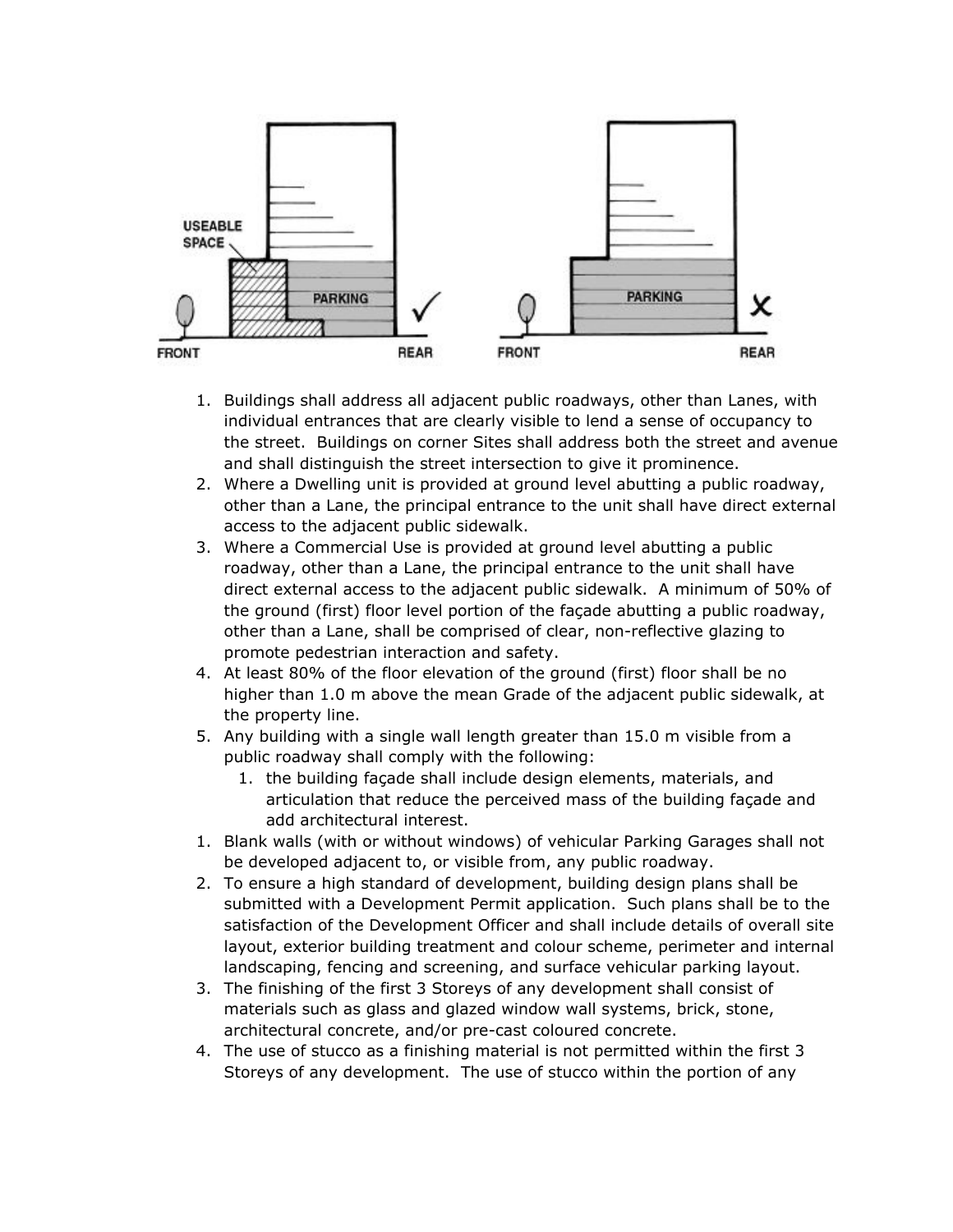1. Buildings shall address all adjacent public roadways, other than Lanes, with individual entrances that are clearly visible to lend a sense of occupancy to the street. Buildings on corner Sites shall address both the street and avenue and shall distinguish the street intersection to give it prominence.
2. Where a Dwelling unit is provided at ground level abutting a public roadway, other than a Lane, the principal entrance to the unit shall have direct external access to the adjacent public sidewalk.
3. Where a Commercial Use is provided at ground level abutting a public roadway, other than a Lane, the principal entrance to the unit shall have direct external access to the adjacent public sidewalk. A minimum of 50% of the ground (first) floor level portion of the façade abutting a public roadway, other than a Lane, shall be comprised of clear, non-reflective glazing to promote pedestrian interaction and safety.
4. At least 80% of the floor elevation of the ground (first) floor shall be no higher than 1.0 m above the mean Grade of the adjacent public sidewalk, at the property line.
5. Any building with a single wall length greater than 15.0 m visible from a public roadway shall comply with the following:
   1. the building façade shall include design elements, materials, and articulation that reduce the perceived mass of the building façade and add architectural interest.

1. Blank walls (with or without windows) of vehicular Parking Garages shall not be developed adjacent to, or visible from, any public roadway.
2. To ensure a high standard of development, building design plans shall be submitted with a Development Permit application. Such plans shall be to the satisfaction of the Development Officer and shall include details of overall site layout, exterior building treatment and colour scheme, perimeter and internal landscaping, fencing and screening, and surface vehicular parking layout.
3. The finishing of the first 3 Storeys of any development shall consist of materials such as glass and glazed window wall systems, brick, stone, architectural concrete, and/or pre-cast coloured concrete.
4. The use of stucco as a finishing material is not permitted within the first 3 Storeys of any development. The use of stucco within the portion of any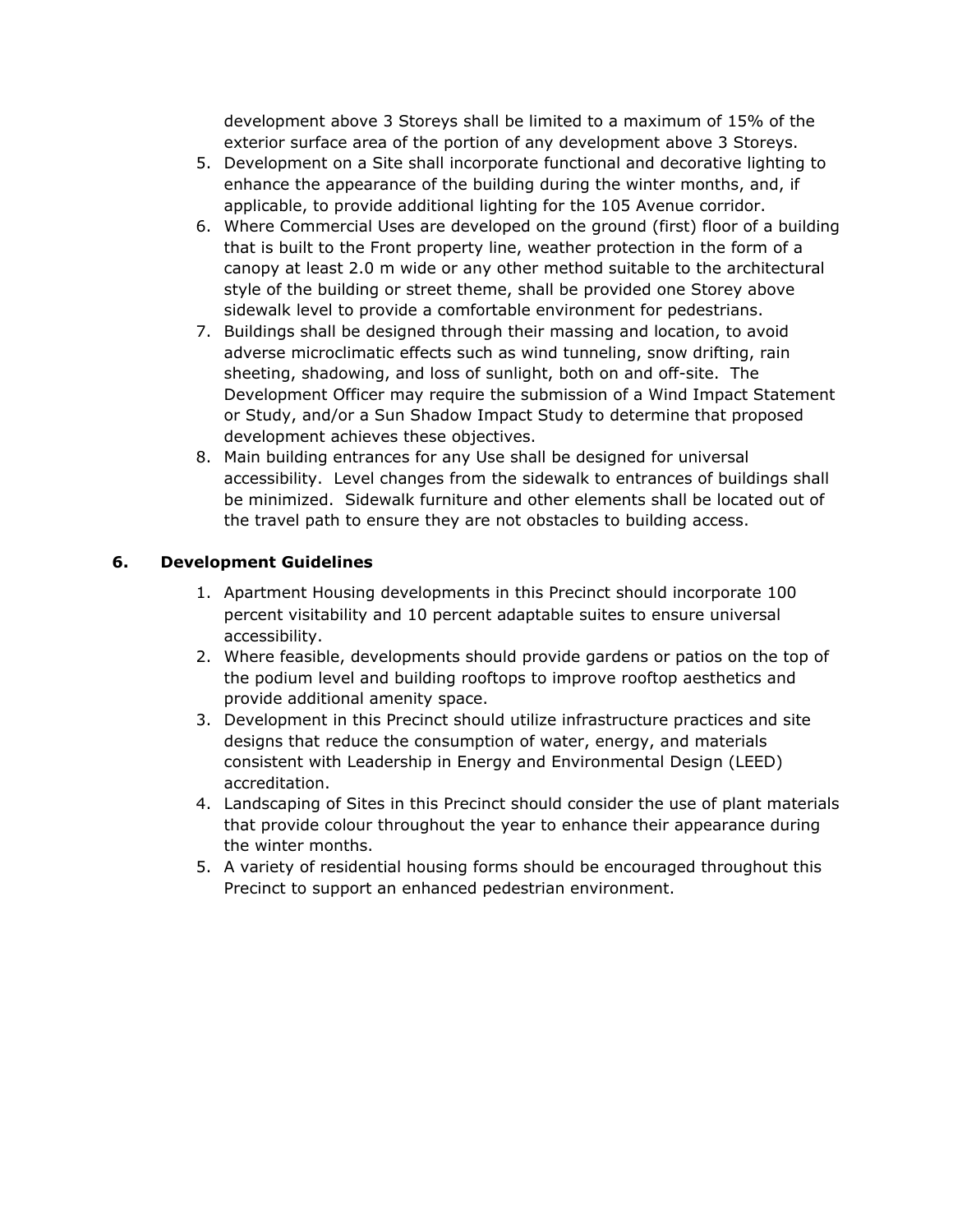development above 3 Storeys shall be limited to a maximum of 15% of the exterior surface area of the portion of any development above 3 Storeys.

5. Development on a Site shall incorporate functional and decorative lighting to enhance the appearance of the building during the winter months, and, if applicable, to provide additional lighting for the 105 Avenue corridor.
6. Where Commercial Uses are developed on the ground (first) floor of a building that is built to the Front property line, weather protection in the form of a canopy at least 2.0 m wide or any other method suitable to the architectural style of the building or street theme, shall be provided one Storey above sidewalk level to provide a comfortable environment for pedestrians.
7. Buildings shall be designed through their massing and location, to avoid adverse microclimatic effects such as wind tunneling, snow drifting, rain sheeting, shadowing, and loss of sunlight, both on and off-site. The Development Officer may require the submission of a Wind Impact Statement or Study, and/or a Sun Shadow Impact Study to determine that proposed development achieves these objectives.
8. Main building entrances for any Use shall be designed for universal accessibility. Level changes from the sidewalk to entrances of buildings shall be minimized. Sidewalk furniture and other elements shall be located out of the travel path to ensure they are not obstacles to building access.

## 6. Development Guidelines

1. Apartment Housing developments in this Precinct should incorporate 100 percent visitability and 10 percent adaptable suites to ensure universal accessibility.
2. Where feasible, developments should provide gardens or patios on the top of the podium level and building rooftops to improve rooftop aesthetics and provide additional amenity space.
3. Development in this Precinct should utilize infrastructure practices and site designs that reduce the consumption of water, energy, and materials consistent with Leadership in Energy and Environmental Design (LEED) accreditation.
4. Landscaping of Sites in this Precinct should consider the use of plant materials that provide colour throughout the year to enhance their appearance during the winter months.
5. A variety of residential housing forms should be encouraged throughout this Precinct to support an enhanced pedestrian environment.